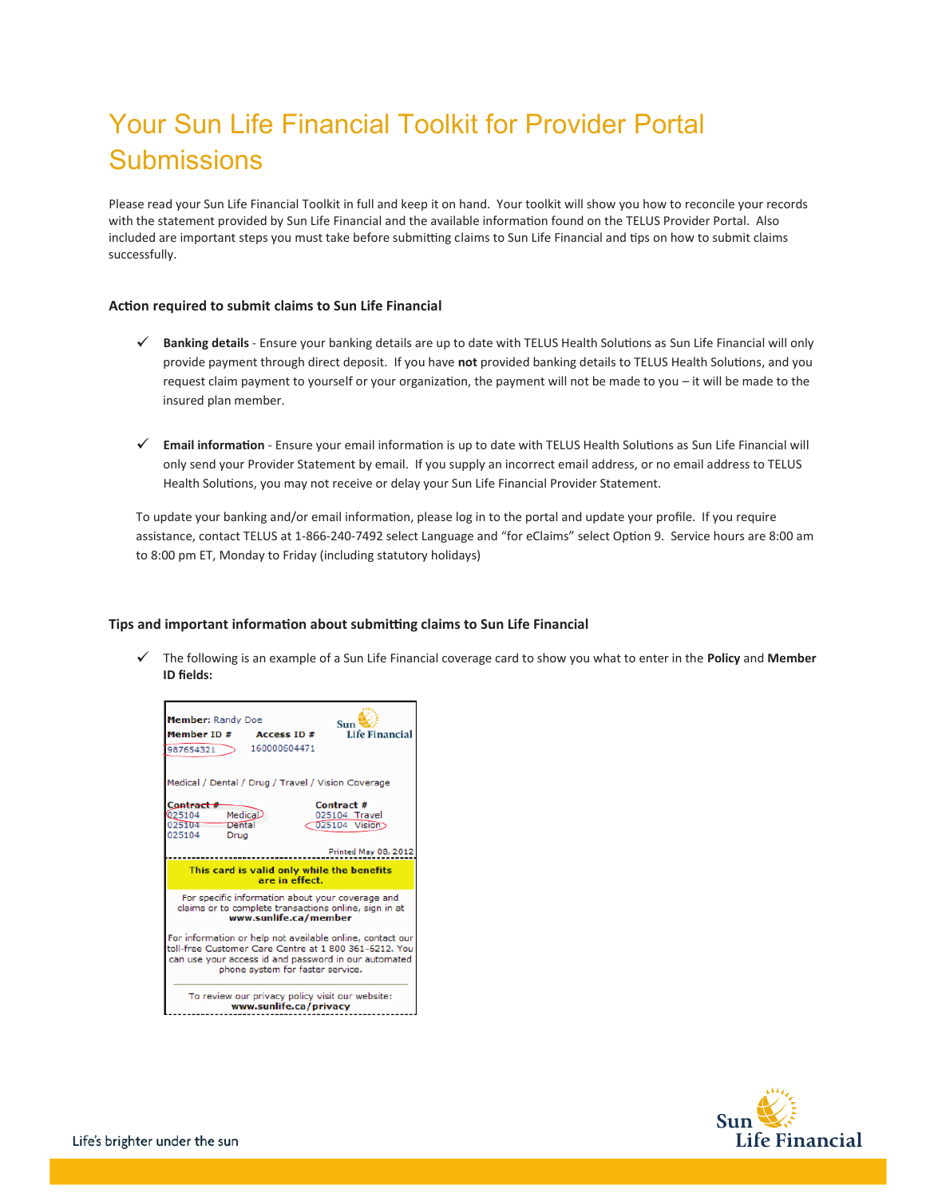# Your Sun Life Financial Toolkit for Provider Portal Submissions

Please read your Sun Life Financial Toolkit in full and keep it on hand. Your toolkit will show you how to reconcile your records with the statement provided by Sun Life Financial and the available information found on the TELUS Provider Portal. Also included are important steps you must take before submitting claims to Sun Life Financial and tips on how to submit claims successfully.

### Action required to submit claims to Sun Life Financial

- ✓ **Banking details** - Ensure your banking details are up to date with TELUS Health Solutions as Sun Life Financial will only provide payment through direct deposit. If you have **not** provided banking details to TELUS Health Solutions, and you request claim payment to yourself or your organization, the payment will not be made to you – it will be made to the insured plan member.

- ✓ **Email information** - Ensure your email information is up to date with TELUS Health Solutions as Sun Life Financial will only send your Provider Statement by email. If you supply an incorrect email address, or no email address to TELUS Health Solutions, you may not receive or delay your Sun Life Financial Provider Statement.

To update your banking and/or email information, please log in to the portal and update your profile. If you require assistance, contact TELUS at 1-866-240-7492 select Language and "for eClaims" select Option 9. Service hours are 8:00 am to 8:00 pm ET, Monday to Friday (including statutory holidays)

### Tips and important information about submitting claims to Sun Life Financial

- ✓ The following is an example of a Sun Life Financial coverage card to show you what to enter in the **Policy** and **Member ID fields:**

**Member:** Randy Doe

**Member ID #** 987654321 **Access ID #** 160000604471

Sun Life Financial

Medical / Dental / Drug / Travel / Vision Coverage

| Contract # | | Contract # | |
|---|---|---|---|
| 025104 | Medical | 025104 | Travel |
| 025104 | Dental | 025104 | Vision |
| 025104 | Drug | | |

Printed May 08, 2012

This card is valid only while the benefits are in effect.

For specific information about your coverage and claims or to complete transactions online, sign in at **www.sunlife.ca/member**

For information or help not available online, contact our toll-free Customer Care Centre at 1 800 361-6212. You can use your access id and password in our automated phone system for faster service.

To review our privacy policy visit our website: **www.sunlife.ca/privacy**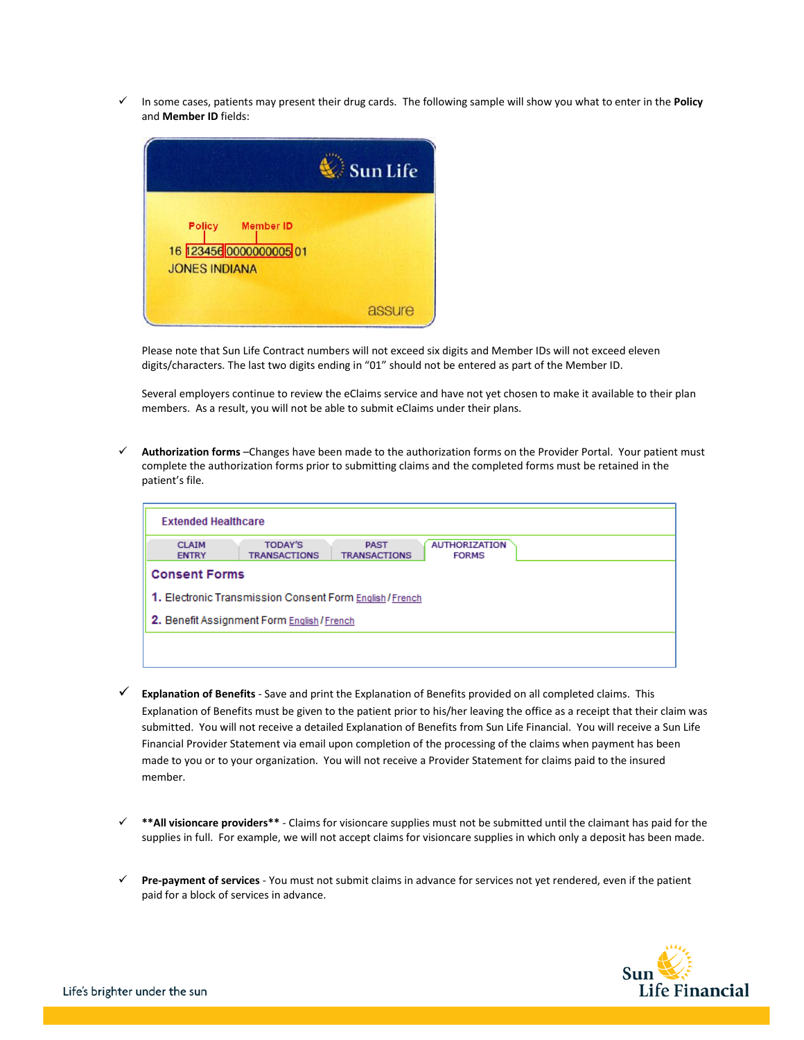- ✓ In some cases, patients may present their drug cards. The following sample will show you what to enter in the **Policy** and **Member ID** fields:

Sun Life

Policy    Member ID

16 123456 0000000005 01

JONES INDIANA

assure

Please note that Sun Life Contract numbers will not exceed six digits and Member IDs will not exceed eleven digits/characters. The last two digits ending in "01" should not be entered as part of the Member ID.

Several employers continue to review the eClaims service and have not yet chosen to make it available to their plan members. As a result, you will not be able to submit eClaims under their plans.

- ✓ **Authorization forms** –Changes have been made to the authorization forms on the Provider Portal. Your patient must complete the authorization forms prior to submitting claims and the completed forms must be retained in the patient's file.

Extended Healthcare

CLAIM ENTRY | TODAY'S TRANSACTIONS | PAST TRANSACTIONS | AUTHORIZATION FORMS

**Consent Forms**

1. Electronic Transmission Consent Form English / French
2. Benefit Assignment Form English / French

- ✓ **Explanation of Benefits** - Save and print the Explanation of Benefits provided on all completed claims. This Explanation of Benefits must be given to the patient prior to his/her leaving the office as a receipt that their claim was submitted. You will not receive a detailed Explanation of Benefits from Sun Life Financial. You will receive a Sun Life Financial Provider Statement via email upon completion of the processing of the claims when payment has been made to you or to your organization. You will not receive a Provider Statement for claims paid to the insured member.

- ✓ ****All visioncare providers**** - Claims for visioncare supplies must not be submitted until the claimant has paid for the supplies in full. For example, we will not accept claims for visioncare supplies in which only a deposit has been made.

- ✓ **Pre-payment of services** - You must not submit claims in advance for services not yet rendered, even if the patient paid for a block of services in advance.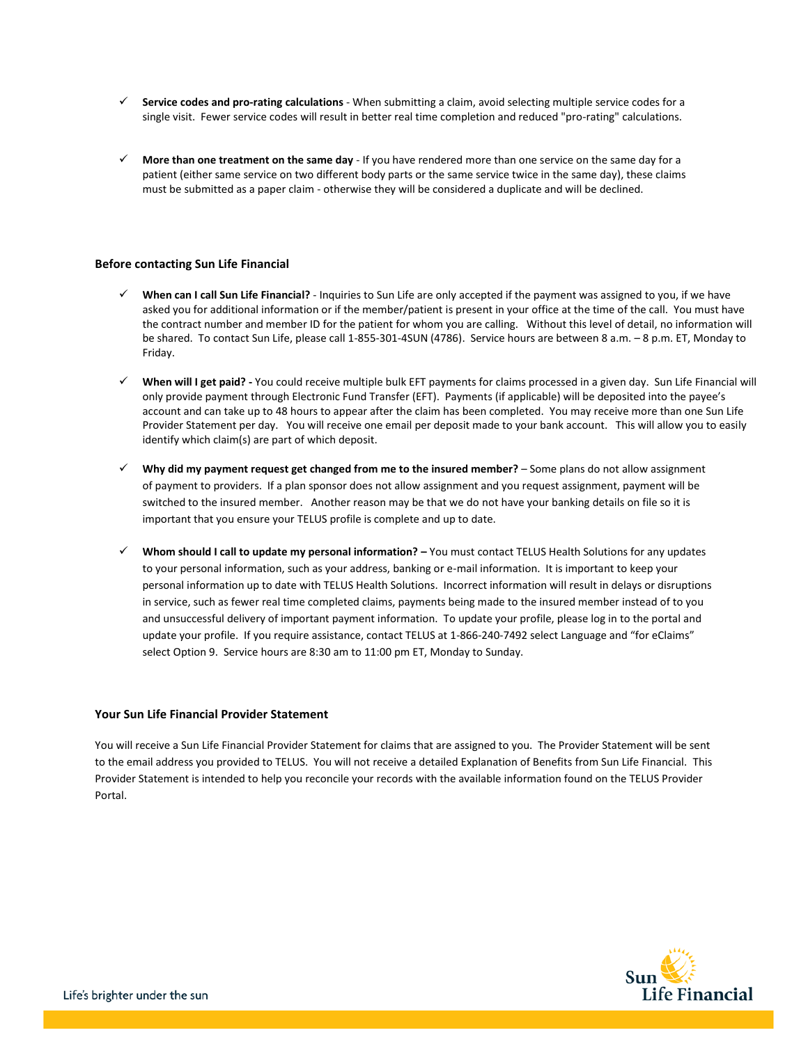- ✓ **Service codes and pro-rating calculations** - When submitting a claim, avoid selecting multiple service codes for a single visit. Fewer service codes will result in better real time completion and reduced "pro-rating" calculations.

- ✓ **More than one treatment on the same day** - If you have rendered more than one service on the same day for a patient (either same service on two different body parts or the same service twice in the same day), these claims must be submitted as a paper claim - otherwise they will be considered a duplicate and will be declined.

### Before contacting Sun Life Financial

- ✓ **When can I call Sun Life Financial?** - Inquiries to Sun Life are only accepted if the payment was assigned to you, if we have asked you for additional information or if the member/patient is present in your office at the time of the call. You must have the contract number and member ID for the patient for whom you are calling. Without this level of detail, no information will be shared. To contact Sun Life, please call 1-855-301-4SUN (4786). Service hours are between 8 a.m. – 8 p.m. ET, Monday to Friday.

- ✓ **When will I get paid? -** You could receive multiple bulk EFT payments for claims processed in a given day. Sun Life Financial will only provide payment through Electronic Fund Transfer (EFT). Payments (if applicable) will be deposited into the payee's account and can take up to 48 hours to appear after the claim has been completed. You may receive more than one Sun Life Provider Statement per day. You will receive one email per deposit made to your bank account. This will allow you to easily identify which claim(s) are part of which deposit.

- ✓ **Why did my payment request get changed from me to the insured member?** – Some plans do not allow assignment of payment to providers. If a plan sponsor does not allow assignment and you request assignment, payment will be switched to the insured member. Another reason may be that we do not have your banking details on file so it is important that you ensure your TELUS profile is complete and up to date.

- ✓ **Whom should I call to update my personal information? –** You must contact TELUS Health Solutions for any updates to your personal information, such as your address, banking or e-mail information. It is important to keep your personal information up to date with TELUS Health Solutions. Incorrect information will result in delays or disruptions in service, such as fewer real time completed claims, payments being made to the insured member instead of to you and unsuccessful delivery of important payment information. To update your profile, please log in to the portal and update your profile. If you require assistance, contact TELUS at 1-866-240-7492 select Language and "for eClaims" select Option 9. Service hours are 8:30 am to 11:00 pm ET, Monday to Sunday.

### Your Sun Life Financial Provider Statement

You will receive a Sun Life Financial Provider Statement for claims that are assigned to you. The Provider Statement will be sent to the email address you provided to TELUS. You will not receive a detailed Explanation of Benefits from Sun Life Financial. This Provider Statement is intended to help you reconcile your records with the available information found on the TELUS Provider Portal.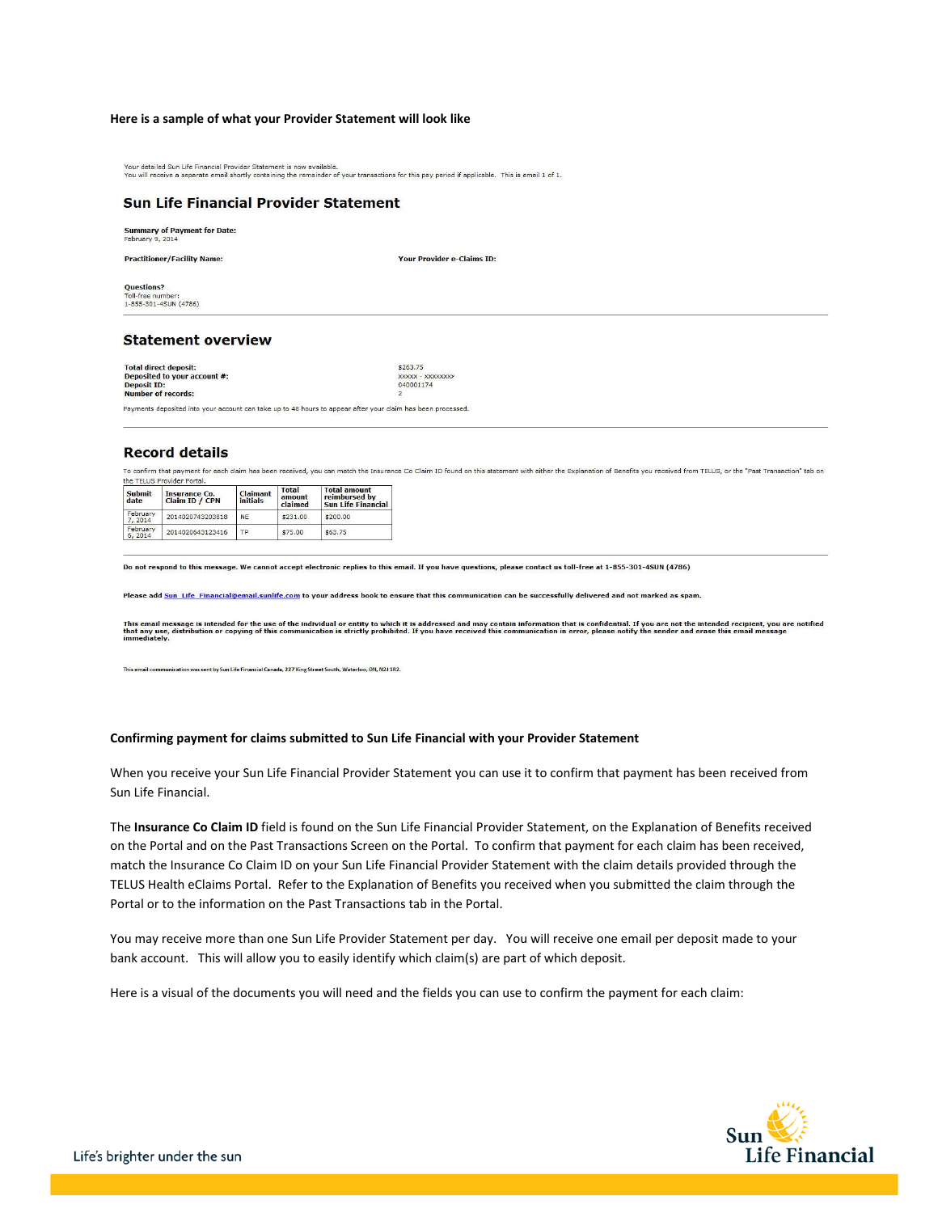**Here is a sample of what your Provider Statement will look like**

Your detailed Sun Life Financial Provider Statement is now available.
You will receive a separate email shortly containing the remainder of your transactions for this pay period if applicable. This is email 1 of 1.

## Sun Life Financial Provider Statement

**Summary of Payment for Date:**
February 9, 2014

**Practitioner/Facility Name:**

**Your Provider e-Claims ID:**

**Questions?**
Toll-free number:
1-855-301-4SUN (4786)

## Statement overview

**Total direct deposit:** $263.75
**Deposited to your account #:** xxxxx - xxxxxxxx
**Deposit ID:** 040001174
**Number of records:** 2

Payments deposited into your account can take up to 48 hours to appear after your claim has been processed.

## Record details

To confirm that payment for each claim has been received, you can match the Insurance Co Claim ID found on this statement with either the Explanation of Benefits you received from TELUS, or the "Past Transaction" tab on the TELUS Provider Portal.

| Submit date | Insurance Co. Claim ID / CPN | Claimant initials | Total amount claimed | Total amount reimbursed by Sun Life Financial |
|---|---|---|---|---|
| February 7, 2014 | 2014020743203818 | NE | $231.00 | $200.00 |
| February 6, 2014 | 2014020643123416 | TP | $75.00 | $63.75 |

**Do not respond to this message. We cannot accept electronic replies to this email. If you have questions, please contact us toll-free at 1-855-301-4SUN (4786)**

**Please add Sun_Life_Financial@email.sunlife.com to your address book to ensure that this communication can be successfully delivered and not marked as spam.**

**This email message is intended for the use of the individual or entity to which it is addressed and may contain information that is confidential. If you are not the intended recipient, you are notified that any use, distribution or copying of this communication is strictly prohibited. If you have received this communication in error, please notify the sender and erase this email message immediately.**

This email communication was sent by Sun Life Financial Canada, 227 King Street South, Waterloo, ON, N2J 1R2.

**Confirming payment for claims submitted to Sun Life Financial with your Provider Statement**

When you receive your Sun Life Financial Provider Statement you can use it to confirm that payment has been received from Sun Life Financial.

The **Insurance Co Claim ID** field is found on the Sun Life Financial Provider Statement, on the Explanation of Benefits received on the Portal and on the Past Transactions Screen on the Portal. To confirm that payment for each claim has been received, match the Insurance Co Claim ID on your Sun Life Financial Provider Statement with the claim details provided through the TELUS Health eClaims Portal. Refer to the Explanation of Benefits you received when you submitted the claim through the Portal or to the information on the Past Transactions tab in the Portal.

You may receive more than one Sun Life Provider Statement per day. You will receive one email per deposit made to your bank account. This will allow you to easily identify which claim(s) are part of which deposit.

Here is a visual of the documents you will need and the fields you can use to confirm the payment for each claim: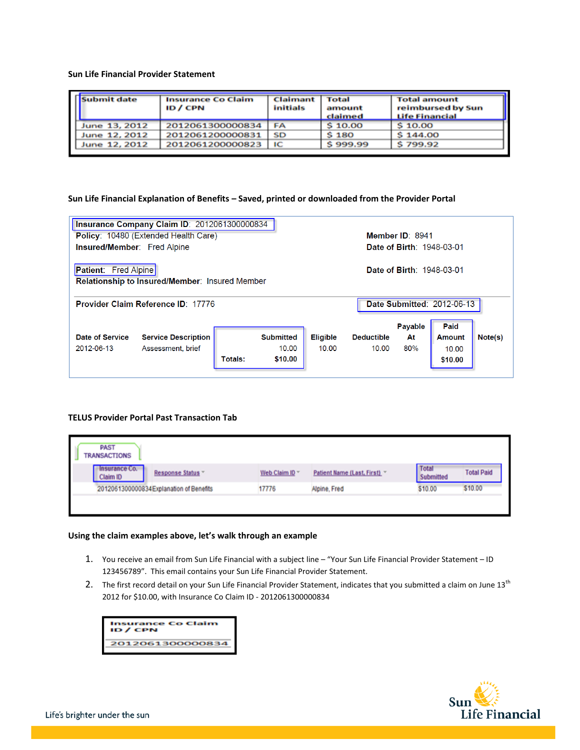**Sun Life Financial Provider Statement**

| Submit date | Insurance Co Claim ID / CPN | Claimant initials | Total amount claimed | Total amount reimbursed by Sun Life Financial |
|---|---|---|---|---|
| June 13, 2012 | 2012061300000834 | FA | $ 10.00 | $ 10.00 |
| June 12, 2012 | 2012061200000831 | SD | $ 180 | $ 144.00 |
| June 12, 2012 | 2012061200000823 | IC | $ 999.99 | $ 799.92 |

**Sun Life Financial Explanation of Benefits – Saved, printed or downloaded from the Provider Portal**

**Insurance Company Claim ID**: 2012061300000834

**Policy**: 10480 (Extended Health Care)
**Member ID**: 8941

**Insured/Member**: Fred Alpine
**Date of Birth**: 1948-03-01

**Patient**: Fred Alpine
**Date of Birth**: 1948-03-01

**Relationship to Insured/Member**: Insured Member

**Provider Claim Reference ID**: 17776
**Date Submitted**: 2012-06-13

| Date of Service | Service Description | Submitted | Eligible | Deductible | Payable At | Paid Amount | Note(s) |
|---|---|---|---|---|---|---|---|
| 2012-06-13 | Assessment, brief | 10.00 | 10.00 | 10.00 | 80% | 10.00 | |
| | Totals: | $10.00 | | | | $10.00 | |

**TELUS Provider Portal Past Transaction Tab**

PAST TRANSACTIONS

| Insurance Co. Claim ID | Response Status | Web Claim ID | Patient Name (Last, First) | Total Submitted | Total Paid |
|---|---|---|---|---|---|
| 2012061300000834 | Explanation of Benefits | 17776 | Alpine, Fred | $10.00 | $10.00 |

**Using the claim examples above, let's walk through an example**

1. You receive an email from Sun Life Financial with a subject line – "Your Sun Life Financial Provider Statement – ID 123456789". This email contains your Sun Life Financial Provider Statement.
2. The first record detail on your Sun Life Financial Provider Statement, indicates that you submitted a claim on June 13th 2012 for $10.00, with Insurance Co Claim ID - 2012061300000834

| Insurance Co Claim ID / CPN |
|---|
| 2012061300000834 |

Life's brighter under the sun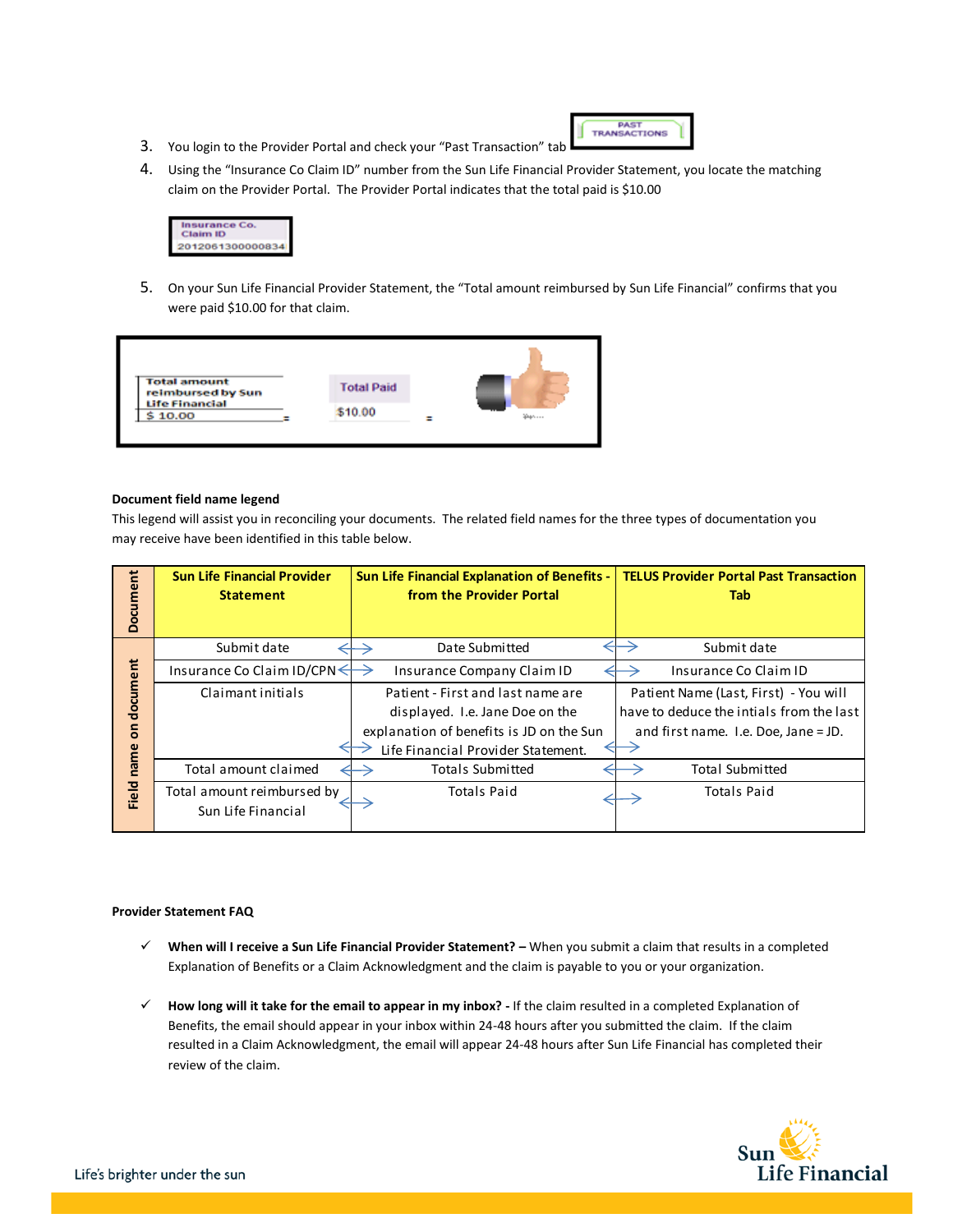3. You login to the Provider Portal and check your "Past Transaction" tab

4. Using the "Insurance Co Claim ID" number from the Sun Life Financial Provider Statement, you locate the matching claim on the Provider Portal. The Provider Portal indicates that the total paid is $10.00

5. On your Sun Life Financial Provider Statement, the "Total amount reimbursed by Sun Life Financial" confirms that you were paid $10.00 for that claim.

**Document field name legend**

This legend will assist you in reconciling your documents. The related field names for the three types of documentation you may receive have been identified in this table below.

| | Sun Life Financial Provider Statement | Sun Life Financial Explanation of Benefits - from the Provider Portal | TELUS Provider Portal Past Transaction Tab |
|---|---|---|---|
| Field name on document | Submit date | Date Submitted | Submit date |
| | Insurance Co Claim ID/CPN | Insurance Company Claim ID | Insurance Co Claim ID |
| | Claimant initials | Patient - First and last name are displayed. I.e. Jane Doe on the explanation of benefits is JD on the Sun Life Financial Provider Statement. | Patient Name (Last, First) - You will have to deduce the intials from the last and first name. I.e. Doe, Jane = JD. |
| | Total amount claimed | Totals Submitted | Total Submitted |
| | Total amount reimbursed by Sun Life Financial | Totals Paid | Totals Paid |

**Provider Statement FAQ**

- ✓ **When will I receive a Sun Life Financial Provider Statement? –** When you submit a claim that results in a completed Explanation of Benefits or a Claim Acknowledgment and the claim is payable to you or your organization.

- ✓ **How long will it take for the email to appear in my inbox? -** If the claim resulted in a completed Explanation of Benefits, the email should appear in your inbox within 24-48 hours after you submitted the claim. If the claim resulted in a Claim Acknowledgment, the email will appear 24-48 hours after Sun Life Financial has completed their review of the claim.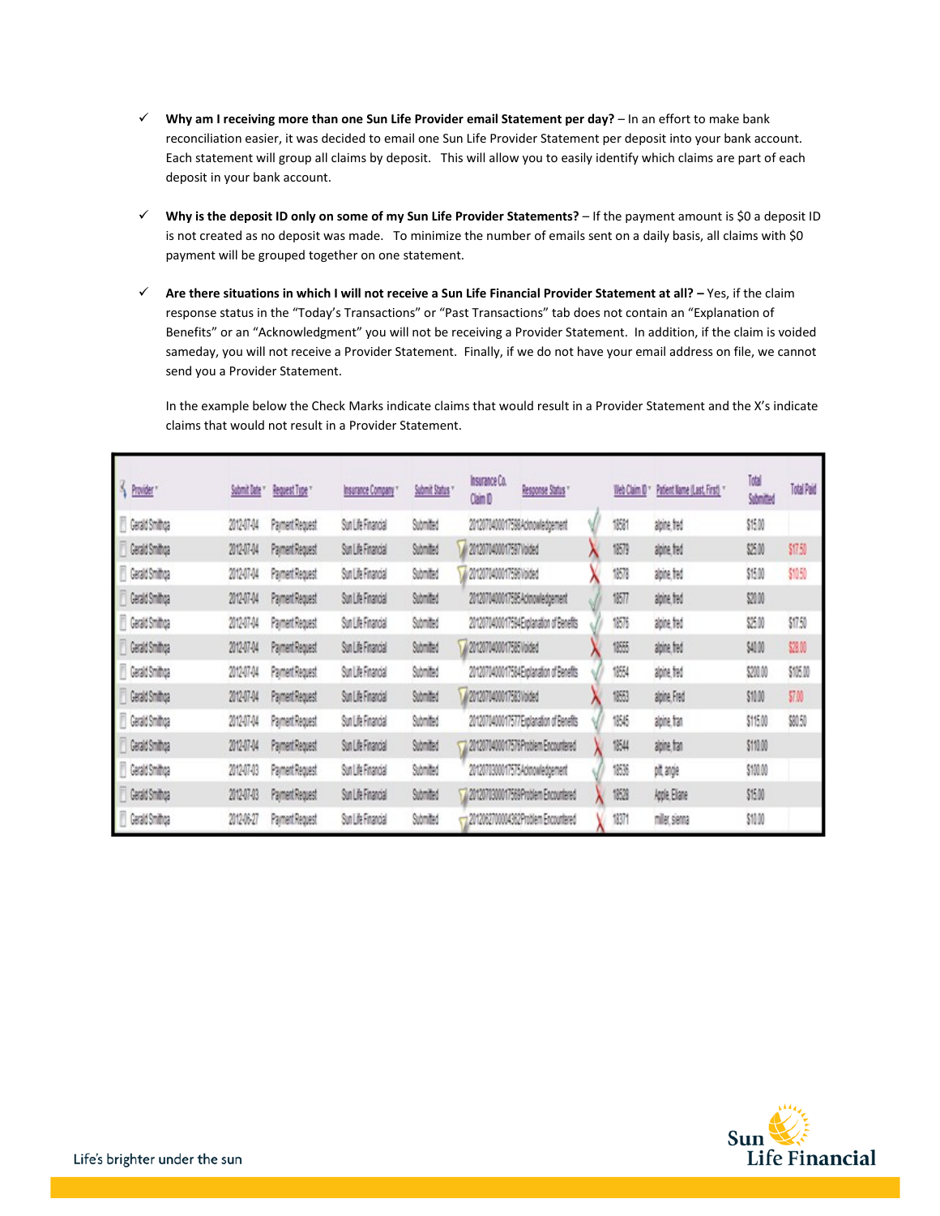- ✓ **Why am I receiving more than one Sun Life Provider email Statement per day?** – In an effort to make bank reconciliation easier, it was decided to email one Sun Life Provider Statement per deposit into your bank account. Each statement will group all claims by deposit. This will allow you to easily identify which claims are part of each deposit in your bank account.

- ✓ **Why is the deposit ID only on some of my Sun Life Provider Statements?** – If the payment amount is $0 a deposit ID is not created as no deposit was made. To minimize the number of emails sent on a daily basis, all claims with $0 payment will be grouped together on one statement.

- ✓ **Are there situations in which I will not receive a Sun Life Financial Provider Statement at all? –** Yes, if the claim response status in the "Today's Transactions" or "Past Transactions" tab does not contain an "Explanation of Benefits" or an "Acknowledgment" you will not be receiving a Provider Statement. In addition, if the claim is voided sameday, you will not receive a Provider Statement. Finally, if we do not have your email address on file, we cannot send you a Provider Statement.

  In the example below the Check Marks indicate claims that would result in a Provider Statement and the X's indicate claims that would not result in a Provider Statement.

| Provider | Submit Date | Request Type | Insurance Company | Submit Status | Insurance Co. Claim ID | Response Status | | Web Claim ID | Patient Name (Last, First) | Total Submitted | Total Paid |
|---|---|---|---|---|---|---|---|---|---|---|---|
| Gerald Smithqa | 2012-07-04 | Payment Request | Sun Life Financial | Submitted | 20120704000175998 | Acknowledgement | ✓ | 18581 | alpine, fred | $15.00 | |
| Gerald Smithqa | 2012-07-04 | Payment Request | Sun Life Financial | Submitted | 20120704000175997 | Voided | ✗ | 18579 | alpine, fred | $25.00 | $17.50 |
| Gerald Smithqa | 2012-07-04 | Payment Request | Sun Life Financial | Submitted | 20120704000175996 | Voided | ✗ | 18578 | alpine, fred | $15.00 | $10.50 |
| Gerald Smithqa | 2012-07-04 | Payment Request | Sun Life Financial | Submitted | 20120704000175995 | Acknowledgement | ✓ | 18577 | alpine, fred | $20.00 | |
| Gerald Smithqa | 2012-07-04 | Payment Request | Sun Life Financial | Submitted | 20120704000175994 | Explanation of Benefits | ✓ | 18576 | alpine, fred | $25.00 | $17.50 |
| Gerald Smithqa | 2012-07-04 | Payment Request | Sun Life Financial | Submitted | 20120704000175985 | Voided | ✗ | 18555 | alpine, fred | $40.00 | $28.00 |
| Gerald Smithqa | 2012-07-04 | Payment Request | Sun Life Financial | Submitted | 20120704000175984 | Explanation of Benefits | ✓ | 18554 | alpine, fred | $200.00 | $105.00 |
| Gerald Smithqa | 2012-07-04 | Payment Request | Sun Life Financial | Submitted | 20120704000175983 | Voided | ✗ | 18553 | alpine, Fred | $10.00 | $7.00 |
| Gerald Smithqa | 2012-07-04 | Payment Request | Sun Life Financial | Submitted | 20120704000175977 | Explanation of Benefits | ✓ | 18545 | alpine, fran | $115.00 | $80.50 |
| Gerald Smithqa | 2012-07-04 | Payment Request | Sun Life Financial | Submitted | 20120704000175976 | Problem Encountered | ✗ | 18544 | alpine, fran | $110.00 | |
| Gerald Smithqa | 2012-07-03 | Payment Request | Sun Life Financial | Submitted | 20120703000175975 | Acknowledgement | ✓ | 18536 | pitt, angie | $100.00 | |
| Gerald Smithqa | 2012-07-03 | Payment Request | Sun Life Financial | Submitted | 20120703000175969 | Problem Encountered | ✗ | 18528 | Apple, Eliane | $15.00 | |
| Gerald Smithqa | 2012-06-27 | Payment Request | Sun Life Financial | Submitted | 20120627000043362 | Problem Encountered | ✗ | 18371 | miller, sienna | $10.00 | |